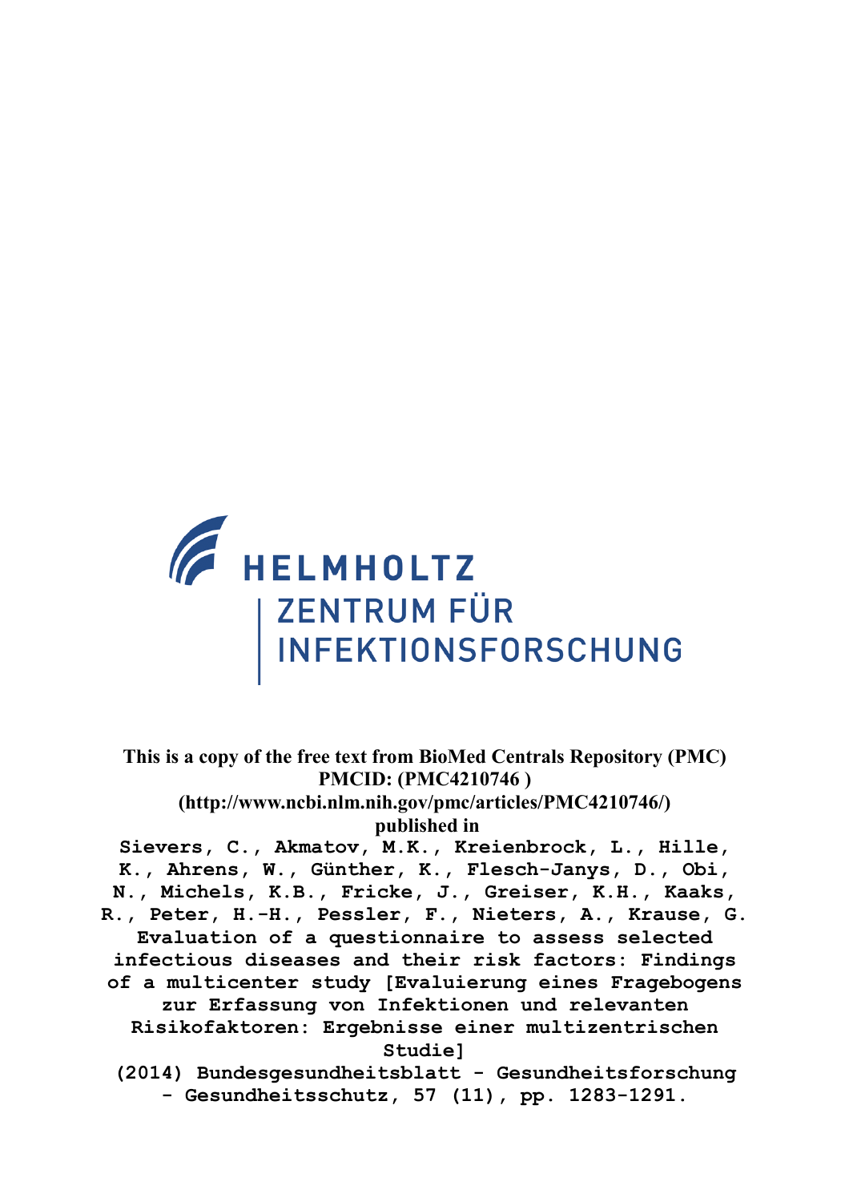HELMHOLTZ
ZENTRUM FÜR
INFEKTIONSFORSCHUNG

**This is a copy of the free text from BioMed Centrals Repository (PMC)**
**PMCID: (PMC4210746 )**
**(http://www.ncbi.nlm.nih.gov/pmc/articles/PMC4210746/)**
**published in**

**Sievers, C., Akmatov, M.K., Kreienbrock, L., Hille, K., Ahrens, W., Günther, K., Flesch-Janys, D., Obi, N., Michels, K.B., Fricke, J., Greiser, K.H., Kaaks, R., Peter, H.-H., Pessler, F., Nieters, A., Krause, G.**
**Evaluation of a questionnaire to assess selected infectious diseases and their risk factors: Findings of a multicenter study [Evaluierung eines Fragebogens zur Erfassung von Infektionen und relevanten Risikofaktoren: Ergebnisse einer multizentrischen Studie]**
**(2014) Bundesgesundheitsblatt - Gesundheitsforschung - Gesundheitsschutz, 57 (11), pp. 1283-1291.**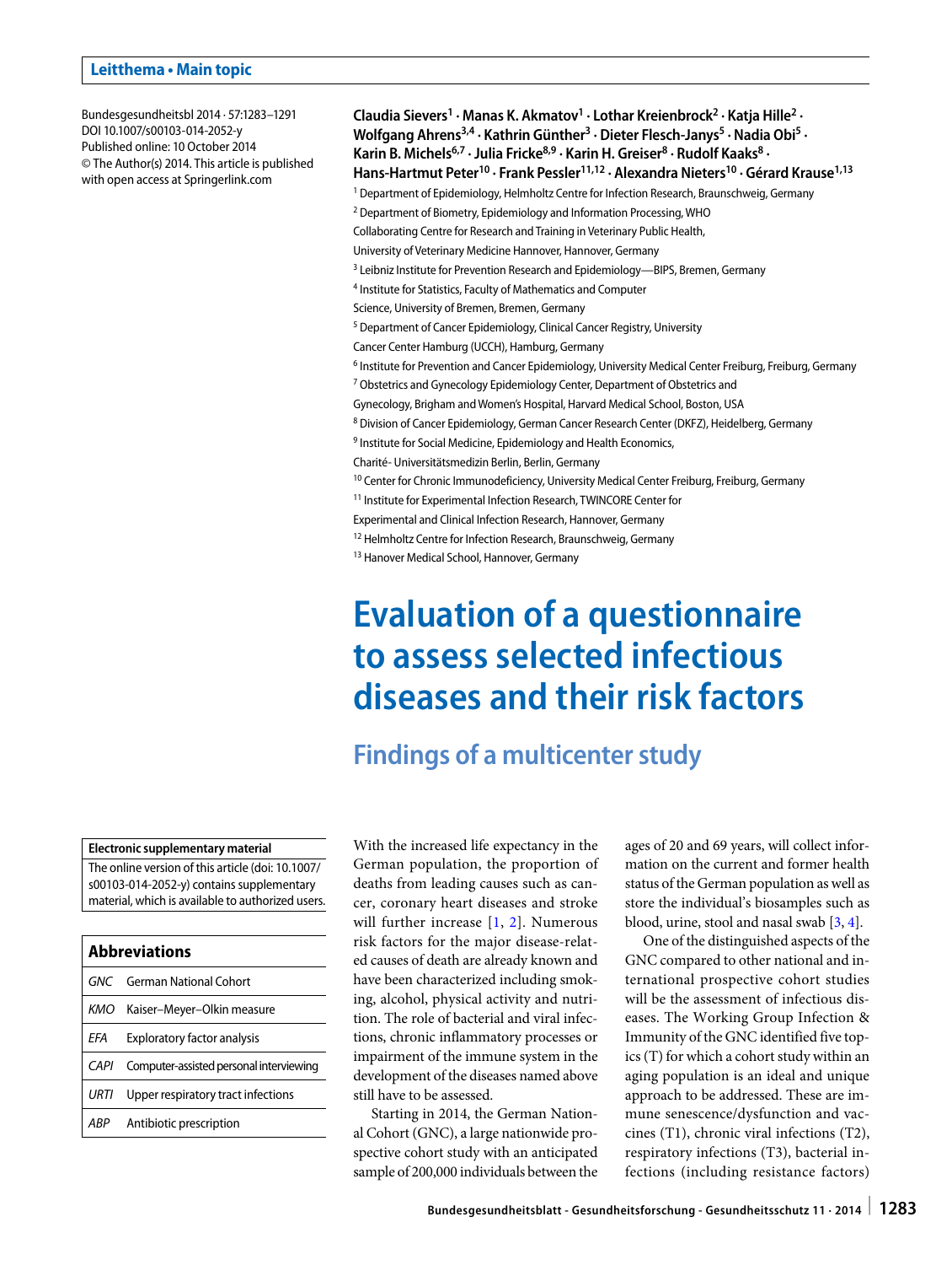**Leitthema • Main topic**

Bundesgesundheitsbl 2014 · 57:1283–1291
DOI 10.1007/s00103-014-2052-y
Published online: 10 October 2014
© The Author(s) 2014. This article is published with open access at Springerlink.com

**Claudia Sievers[1] · Manas K. Akmatov[1] · Lothar Kreienbrock[2] · Katja Hille[2] · Wolfgang Ahrens[3,4] · Kathrin Günther[3] · Dieter Flesch-Janys[5] · Nadia Obi[5] · Karin B. Michels[6,7] · Julia Fricke[8,9] · Karin H. Greiser[8] · Rudolf Kaaks[8] · Hans-Hartmut Peter[10] · Frank Pessler[11,12] · Alexandra Nieters[10] · Gérard Krause[1,13]**

[1] Department of Epidemiology, Helmholtz Centre for Infection Research, Braunschweig, Germany
[2] Department of Biometry, Epidemiology and Information Processing, WHO Collaborating Centre for Research and Training in Veterinary Public Health, University of Veterinary Medicine Hannover, Hannover, Germany
[3] Leibniz Institute for Prevention Research and Epidemiology—BIPS, Bremen, Germany
[4] Institute for Statistics, Faculty of Mathematics and Computer Science, University of Bremen, Bremen, Germany
[5] Department of Cancer Epidemiology, Clinical Cancer Registry, University Cancer Center Hamburg (UCCH), Hamburg, Germany
[6] Institute for Prevention and Cancer Epidemiology, University Medical Center Freiburg, Freiburg, Germany
[7] Obstetrics and Gynecology Epidemiology Center, Department of Obstetrics and Gynecology, Brigham and Women's Hospital, Harvard Medical School, Boston, USA
[8] Division of Cancer Epidemiology, German Cancer Research Center (DKFZ), Heidelberg, Germany
[9] Institute for Social Medicine, Epidemiology and Health Economics, Charité- Universitätsmedizin Berlin, Berlin, Germany
[10] Center for Chronic Immunodeficiency, University Medical Center Freiburg, Freiburg, Germany
[11] Institute for Experimental Infection Research, TWINCORE Center for Experimental and Clinical Infection Research, Hannover, Germany
[12] Helmholtz Centre for Infection Research, Braunschweig, Germany
[13] Hanover Medical School, Hannover, Germany

# Evaluation of a questionnaire to assess selected infectious diseases and their risk factors

## Findings of a multicenter study

**Electronic supplementary material**

The online version of this article (doi: 10.1007/s00103-014-2052-y) contains supplementary material, which is available to authorized users.

| Abbreviations | |
|---|---|
| *GNC* | German National Cohort |
| *KMO* | Kaiser–Meyer–Olkin measure |
| *EFA* | Exploratory factor analysis |
| *CAPI* | Computer-assisted personal interviewing |
| *URTI* | Upper respiratory tract infections |
| *ABP* | Antibiotic prescription |

With the increased life expectancy in the German population, the proportion of deaths from leading causes such as cancer, coronary heart diseases and stroke will further increase [1, 2]. Numerous risk factors for the major disease-related causes of death are already known and have been characterized including smoking, alcohol, physical activity and nutrition. The role of bacterial and viral infections, chronic inflammatory processes or impairment of the immune system in the development of the diseases named above still have to be assessed.

Starting in 2014, the German National Cohort (GNC), a large nationwide prospective cohort study with an anticipated sample of 200,000 individuals between the ages of 20 and 69 years, will collect information on the current and former health status of the German population as well as store the individual's biosamples such as blood, urine, stool and nasal swab [3, 4].

One of the distinguished aspects of the GNC compared to other national and international prospective cohort studies will be the assessment of infectious diseases. The Working Group Infection & Immunity of the GNC identified five topics (T) for which a cohort study within an aging population is an ideal and unique approach to be addressed. These are immune senescence/dysfunction and vaccines (T1), chronic viral infections (T2), respiratory infections (T3), bacterial infections (including resistance factors)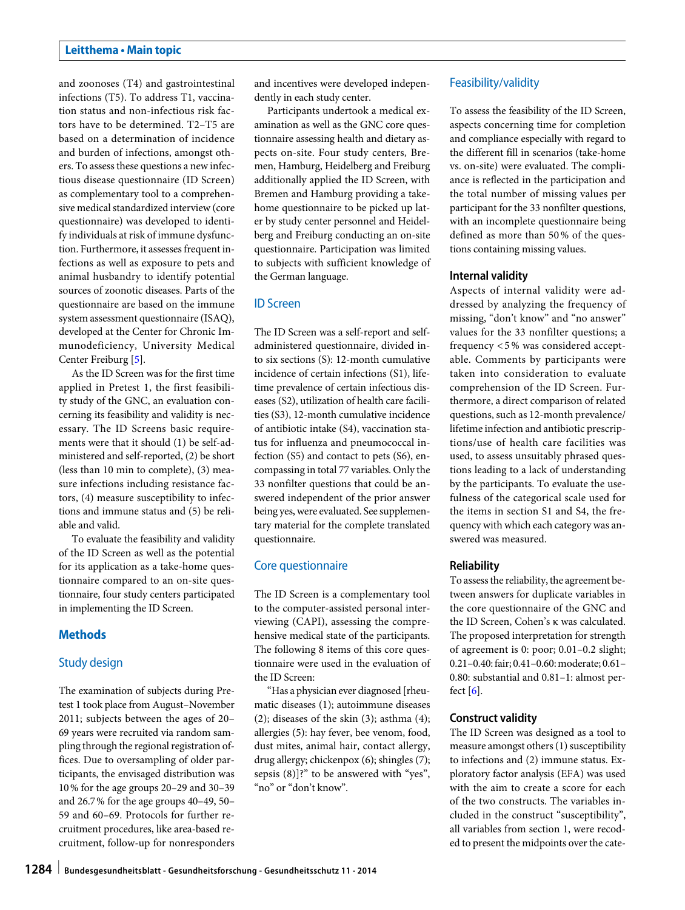and zoonoses (T4) and gastrointestinal infections (T5). To address T1, vaccination status and non-infectious risk factors have to be determined. T2–T5 are based on a determination of incidence and burden of infections, amongst others. To assess these questions a new infectious disease questionnaire (ID Screen) as complementary tool to a comprehensive medical standardized interview (core questionnaire) was developed to identify individuals at risk of immune dysfunction. Furthermore, it assesses frequent infections as well as exposure to pets and animal husbandry to identify potential sources of zoonotic diseases. Parts of the questionnaire are based on the immune system assessment questionnaire (ISAQ), developed at the Center for Chronic Immunodeficiency, University Medical Center Freiburg [5].

As the ID Screen was for the first time applied in Pretest 1, the first feasibility study of the GNC, an evaluation concerning its feasibility and validity is necessary. The ID Screens basic requirements were that it should (1) be self-administered and self-reported, (2) be short (less than 10 min to complete), (3) measure infections including resistance factors, (4) measure susceptibility to infections and immune status and (5) be reliable and valid.

To evaluate the feasibility and validity of the ID Screen as well as the potential for its application as a take-home questionnaire compared to an on-site questionnaire, four study centers participated in implementing the ID Screen.

## Methods

### Study design

The examination of subjects during Pretest 1 took place from August–November 2011; subjects between the ages of 20–69 years were recruited via random sampling through the regional registration offices. Due to oversampling of older participants, the envisaged distribution was 10 % for the age groups 20–29 and 30–39 and 26.7 % for the age groups 40–49, 50–59 and 60–69. Protocols for further recruitment procedures, like area-based recruitment, follow-up for nonresponders and incentives were developed independently in each study center.

Participants undertook a medical examination as well as the GNC core questionnaire assessing health and dietary aspects on-site. Four study centers, Bremen, Hamburg, Heidelberg and Freiburg additionally applied the ID Screen, with Bremen and Hamburg providing a take-home questionnaire to be picked up later by study center personnel and Heidelberg and Freiburg conducting an on-site questionnaire. Participation was limited to subjects with sufficient knowledge of the German language.

### ID Screen

The ID Screen was a self-report and self-administered questionnaire, divided into six sections (S): 12-month cumulative incidence of certain infections (S1), lifetime prevalence of certain infectious diseases (S2), utilization of health care facilities (S3), 12-month cumulative incidence of antibiotic intake (S4), vaccination status for influenza and pneumococcal infection (S5) and contact to pets (S6), encompassing in total 77 variables. Only the 33 nonfilter questions that could be answered independent of the prior answer being yes, were evaluated. See supplementary material for the complete translated questionnaire.

### Core questionnaire

The ID Screen is a complementary tool to the computer-assisted personal interviewing (CAPI), assessing the comprehensive medical state of the participants. The following 8 items of this core questionnaire were used in the evaluation of the ID Screen:

"Has a physician ever diagnosed [rheumatic diseases (1); autoimmune diseases (2); diseases of the skin (3); asthma (4); allergies (5): hay fever, bee venom, food, dust mites, animal hair, contact allergy, drug allergy; chickenpox (6); shingles (7); sepsis (8)]?" to be answered with "yes", "no" or "don't know".

### Feasibility/validity

To assess the feasibility of the ID Screen, aspects concerning time for completion and compliance especially with regard to the different fill in scenarios (take-home vs. on-site) were evaluated. The compliance is reflected in the participation and the total number of missing values per participant for the 33 nonfilter questions, with an incomplete questionnaire being defined as more than 50 % of the questions containing missing values.

#### Internal validity

Aspects of internal validity were addressed by analyzing the frequency of missing, "don't know" and "no answer" values for the 33 nonfilter questions; a frequency <5 % was considered acceptable. Comments by participants were taken into consideration to evaluate comprehension of the ID Screen. Furthermore, a direct comparison of related questions, such as 12-month prevalence/lifetime infection and antibiotic prescriptions/use of health care facilities was used, to assess unsuitably phrased questions leading to a lack of understanding by the participants. To evaluate the usefulness of the categorical scale used for the items in section S1 and S4, the frequency with which each category was answered was measured.

#### Reliability

To assess the reliability, the agreement between answers for duplicate variables in the core questionnaire of the GNC and the ID Screen, Cohen's κ was calculated. The proposed interpretation for strength of agreement is 0: poor; 0.01–0.2 slight; 0.21–0.40: fair; 0.41–0.60: moderate; 0.61–0.80: substantial and 0.81–1: almost perfect [6].

#### Construct validity

The ID Screen was designed as a tool to measure amongst others (1) susceptibility to infections and (2) immune status. Exploratory factor analysis (EFA) was used with the aim to create a score for each of the two constructs. The variables included in the construct "susceptibility", all variables from section 1, were recoded to present the midpoints over the cate-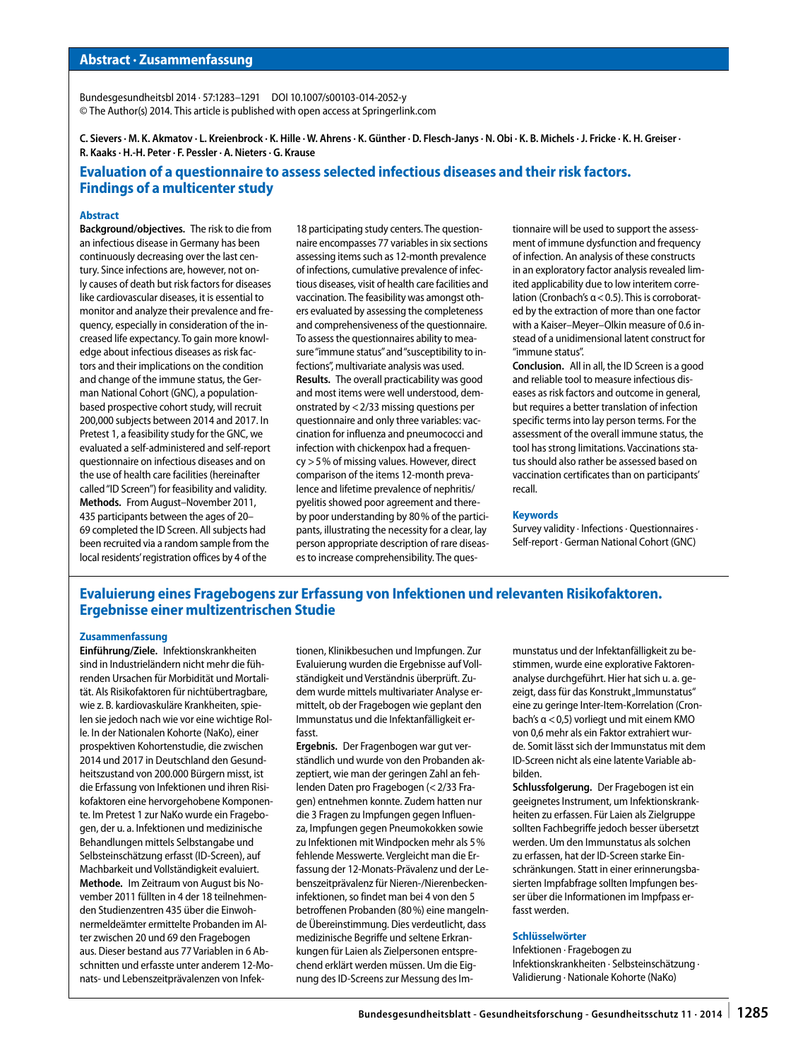## Abstract · Zusammenfassung

Bundesgesundheitsbl 2014 · 57:1283–1291 DOI 10.1007/s00103-014-2052-y
© The Author(s) 2014. This article is published with open access at Springerlink.com

**C. Sievers · M. K. Akmatov · L. Kreienbrock · K. Hille · W. Ahrens · K. Günther · D. Flesch-Janys · N. Obi · K. B. Michels · J. Fricke · K. H. Greiser · R. Kaaks · H.-H. Peter · F. Pessler · A. Nieters · G. Krause**

## Evaluation of a questionnaire to assess selected infectious diseases and their risk factors. Findings of a multicenter study

### Abstract

**Background/objectives.** The risk to die from an infectious disease in Germany has been continuously decreasing over the last century. Since infections are, however, not only causes of death but risk factors for diseases like cardiovascular diseases, it is essential to monitor and analyze their prevalence and frequency, especially in consideration of the increased life expectancy. To gain more knowledge about infectious diseases as risk factors and their implications on the condition and change of the immune status, the German National Cohort (GNC), a population-based prospective cohort study, will recruit 200,000 subjects between 2014 and 2017. In Pretest 1, a feasibility study for the GNC, we evaluated a self-administered and self-report questionnaire on infectious diseases and on the use of health care facilities (hereinafter called "ID Screen") for feasibility and validity.
**Methods.** From August–November 2011, 435 participants between the ages of 20–69 completed the ID Screen. All subjects had been recruited via a random sample from the local residents' registration offices by 4 of the 18 participating study centers. The questionnaire encompasses 77 variables in six sections assessing items such as 12-month prevalence of infections, cumulative prevalence of infectious diseases, visit of health care facilities and vaccination. The feasibility was amongst others evaluated by assessing the completeness and comprehensiveness of the questionnaire. To assess the questionnaires ability to measure "immune status" and "susceptibility to infections", multivariate analysis was used.
**Results.** The overall practicability was good and most items were well understood, demonstrated by <2/33 missing questions per questionnaire and only three variables: vaccination for influenza and pneumococci and infection with chickenpox had a frequency >5% of missing values. However, direct comparison of the items 12-month prevalence and lifetime prevalence of nephritis/pyelitis showed poor agreement and thereby poor understanding by 80% of the participants, illustrating the necessity for a clear, lay person appropriate description of rare diseases to increase comprehensibility. The questionnaire will be used to support the assessment of immune dysfunction and frequency of infection. An analysis of these constructs in an exploratory factor analysis revealed limited applicability due to low interitem correlation (Cronbach's α<0.5). This is corroborated by the extraction of more than one factor with a Kaiser–Meyer–Olkin measure of 0.6 instead of a unidimensional latent construct for "immune status".
**Conclusion.** All in all, the ID Screen is a good and reliable tool to measure infectious diseases as risk factors and outcome in general, but requires a better translation of infection specific terms into lay person terms. For the assessment of the overall immune status, the tool has strong limitations. Vaccinations status should also rather be assessed based on vaccination certificates than on participants' recall.

### Keywords

Survey validity · Infections · Questionnaires · Self-report · German National Cohort (GNC)

## Evaluierung eines Fragebogens zur Erfassung von Infektionen und relevanten Risikofaktoren. Ergebnisse einer multizentrischen Studie

### Zusammenfassung

**Einführung/Ziele.** Infektionskrankheiten sind in Industrieländern nicht mehr die führenden Ursachen für Morbidität und Mortalität. Als Risikofaktoren für nichtübertragbare, wie z. B. kardiovaskuläre Krankheiten, spielen sie jedoch nach wie vor eine wichtige Rolle. In der Nationalen Kohorte (NaKo), einer prospektiven Kohortenstudie, die zwischen 2014 und 2017 in Deutschland den Gesundheitszustand von 200.000 Bürgern misst, ist die Erfassung von Infektionen und ihren Risikofaktoren eine hervorgehobene Komponente. Im Pretest 1 zur NaKo wurde ein Fragebogen, der u. a. Infektionen und medizinische Behandlungen mittels Selbstangabe und Selbsteinschätzung erfasst (ID-Screen), auf Machbarkeit und Vollständigkeit evaluiert.
**Methode.** Im Zeitraum von August bis November 2011 füllten in 4 der 18 teilnehmenden Studienzentren 435 über die Einwohnermeldeämter ermittelte Probanden im Alter zwischen 20 und 69 den Fragebogen aus. Dieser bestand aus 77 Variablen in 6 Abschnitten und erfasste unter anderem 12-Monats- und Lebenszeitprävalenzen von Infektionen, Klinikbesuchen und Impfungen. Zur Evaluierung wurden die Ergebnisse auf Vollständigkeit und Verständnis überprüft. Zudem wurde mittels multivariater Analyse ermittelt, ob der Fragebogen wie geplant den Immunstatus und die Infektanfälligkeit erfasst.
**Ergebnis.** Der Fragenbogen war gut verständlich und wurde von den Probanden akzeptiert, wie man der geringen Zahl an fehlenden Daten pro Fragebogen (<2/33 Fragen) entnehmen konnte. Zudem hatten nur die 3 Fragen zu Impfungen gegen Influenza, Impfungen gegen Pneumokokken sowie zu Infektionen mit Windpocken mehr als 5% fehlende Messwerte. Vergleicht man die Erfassung der 12-Monats-Prävalenz und der Lebenszeitprävalenz für Nieren-/Nierenbeckeninfektionen, so findet man bei 4 von den 5 betroffenen Probanden (80%) eine mangelnde Übereinstimmung. Dies verdeutlicht, dass medizinische Begriffe und seltene Erkrankungen für Laien als Zielpersonen entsprechend erklärt werden müssen. Um die Eignung des ID-Screens zur Messung des Immunstatus und der Infektanfälligkeit zu bestimmen, wurde eine explorative Faktorenanalyse durchgeführt. Hier hat sich u. a. gezeigt, dass für das Konstrukt „Immunstatus" eine zu geringe Inter-Item-Korrelation (Cronbach's α<0,5) vorliegt und mit einem KMO von 0,6 mehr als ein Faktor extrahiert wurde. Somit lässt sich der Immunstatus mit dem ID-Screen nicht als eine latente Variable abbilden.
**Schlussfolgerung.** Der Fragebogen ist ein geeignetes Instrument, um Infektionskrankheiten zu erfassen. Für Laien als Zielgruppe sollten Fachbegriffe jedoch besser übersetzt werden. Um den Immunstatus als solchen zu erfassen, hat der ID-Screen starke Einschränkungen. Statt in einer erinnerungsbasierten Impfabfrage sollten Impfungen besser über die Informationen im Impfpass erfasst werden.

### Schlüsselwörter

Infektionen · Fragebogen zu Infektionskrankheiten · Selbsteinschätzung · Validierung · Nationale Kohorte (NaKo)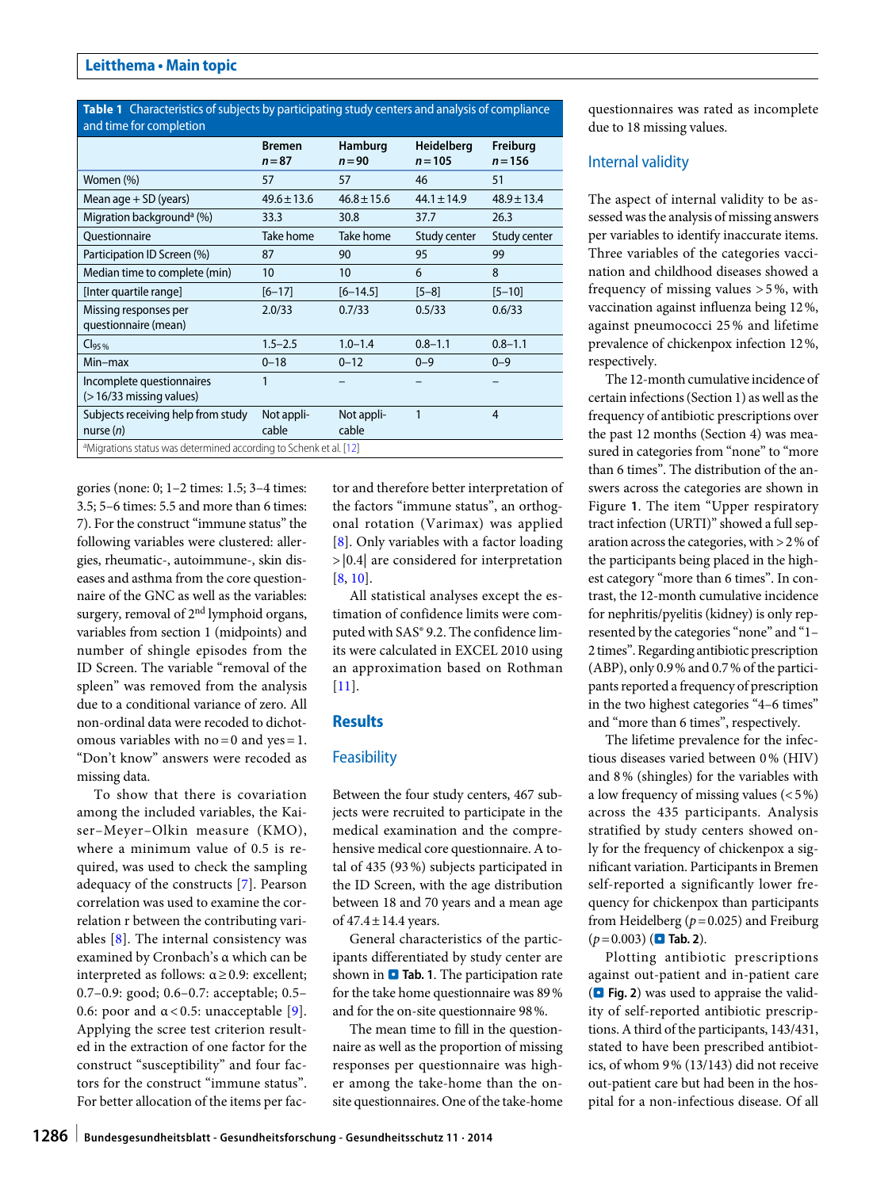**Table 1** Characteristics of subjects by participating study centers and analysis of compliance and time for completion

| | Bremen $n=87$ | Hamburg $n=90$ | Heidelberg $n=105$ | Freiburg $n=156$ |
|---|---|---|---|---|
| Women (%) | 57 | 57 | 46 | 51 |
| Mean age + SD (years) | 49.6 ± 13.6 | 46.8 ± 15.6 | 44.1 ± 14.9 | 48.9 ± 13.4 |
| Migration background[a] (%) | 33.3 | 30.8 | 37.7 | 26.3 |
| Questionnaire | Take home | Take home | Study center | Study center |
| Participation ID Screen (%) | 87 | 90 | 95 | 99 |
| Median time to complete (min) | 10 | 10 | 6 | 8 |
| [Inter quartile range] | [6–17] | [6–14.5] | [5–8] | [5–10] |
| Missing responses per questionnaire (mean) | 2.0/33 | 0.7/33 | 0.5/33 | 0.6/33 |
| $CI_{95\,\%}$ | 1.5–2.5 | 1.0–1.4 | 0.8–1.1 | 0.8–1.1 |
| Min–max | 0–18 | 0–12 | 0–9 | 0–9 |
| Incomplete questionnaires (> 16/33 missing values) | 1 | – | – | – |
| Subjects receiving help from study nurse (n) | Not applicable | Not applicable | 1 | 4 |

[a]Migrations status was determined according to Schenk et al. [12]

gories (none: 0; 1–2 times: 1.5; 3–4 times: 3.5; 5–6 times: 5.5 and more than 6 times: 7). For the construct "immune status" the following variables were clustered: allergies, rheumatic-, autoimmune-, skin diseases and asthma from the core questionnaire of the GNC as well as the variables: surgery, removal of 2[nd] lymphoid organs, variables from section 1 (midpoints) and number of shingle episodes from the ID Screen. The variable "removal of the spleen" was removed from the analysis due to a conditional variance of zero. All non-ordinal data were recoded to dichotomous variables with no = 0 and yes = 1. "Don't know" answers were recoded as missing data.

To show that there is covariation among the included variables, the Kaiser–Meyer–Olkin measure (KMO), where a minimum value of 0.5 is required, was used to check the sampling adequacy of the constructs [7]. Pearson correlation was used to examine the correlation r between the contributing variables [8]. The internal consistency was examined by Cronbach's α which can be interpreted as follows: $\alpha \geq 0.9$: excellent; 0.7–0.9: good; 0.6–0.7: acceptable; 0.5–0.6: poor and $\alpha < 0.5$: unacceptable [9]. Applying the scree test criterion resulted in the extraction of one factor for the construct "susceptibility" and four factors for the construct "immune status". For better allocation of the items per factor and therefore better interpretation of the factors "immune status", an orthogonal rotation (Varimax) was applied [8]. Only variables with a factor loading $>|0.4|$ are considered for interpretation [8, 10].

All statistical analyses except the estimation of confidence limits were computed with SAS® 9.2. The confidence limits were calculated in EXCEL 2010 using an approximation based on Rothman [11].

## Results

### Feasibility

Between the four study centers, 467 subjects were recruited to participate in the medical examination and the comprehensive medical core questionnaire. A total of 435 (93 %) subjects participated in the ID Screen, with the age distribution between 18 and 70 years and a mean age of 47.4 ± 14.4 years.

General characteristics of the participants differentiated by study center are shown in Tab. 1. The participation rate for the take home questionnaire was 89 % and for the on-site questionnaire 98 %.

The mean time to fill in the questionnaire as well as the proportion of missing responses per questionnaire was higher among the take-home than the on-site questionnaires. One of the take-home questionnaires was rated as incomplete due to 18 missing values.

### Internal validity

The aspect of internal validity to be assessed was the analysis of missing answers per variables to identify inaccurate items. Three variables of the categories vaccination and childhood diseases showed a frequency of missing values > 5 %, with vaccination against influenza being 12 %, against pneumococci 25 % and lifetime prevalence of chickenpox infection 12 %, respectively.

The 12-month cumulative incidence of certain infections (Section 1) as well as the frequency of antibiotic prescriptions over the past 12 months (Section 4) was measured in categories from "none" to "more than 6 times". The distribution of the answers across the categories are shown in Figure 1. The item "Upper respiratory tract infection (URTI)" showed a full separation across the categories, with > 2 % of the participants being placed in the highest category "more than 6 times". In contrast, the 12-month cumulative incidence for nephritis/pyelitis (kidney) is only represented by the categories "none" and "1–2 times". Regarding antibiotic prescription (ABP), only 0.9 % and 0.7 % of the participants reported a frequency of prescription in the two highest categories "4–6 times" and "more than 6 times", respectively.

The lifetime prevalence for the infectious diseases varied between 0 % (HIV) and 8 % (shingles) for the variables with a low frequency of missing values (< 5 %) across the 435 participants. Analysis stratified by study centers showed only for the frequency of chickenpox a significant variation. Participants in Bremen self-reported a significantly lower frequency for chickenpox than participants from Heidelberg ($p = 0.025$) and Freiburg ($p = 0.003$) (Tab. 2).

Plotting antibiotic prescriptions against out-patient and in-patient care (Fig. 2) was used to appraise the validity of self-reported antibiotic prescriptions. A third of the participants, 143/431, stated to have been prescribed antibiotics, of whom 9 % (13/143) did not receive out-patient care but had been in the hospital for a non-infectious disease. Of all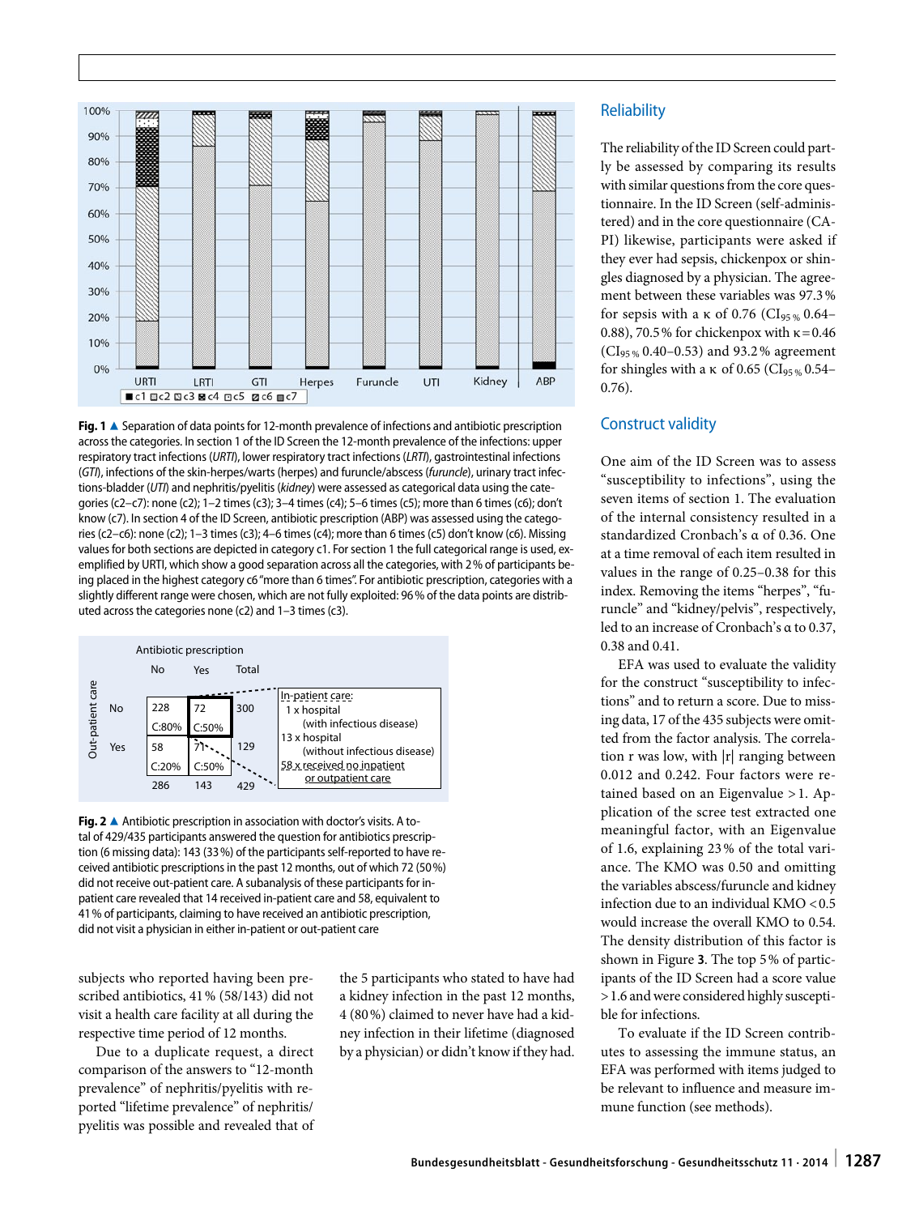**Fig. 1** ▲ Separation of data points for 12-month prevalence of infections and antibiotic prescription across the categories. In section 1 of the ID Screen the 12-month prevalence of the infections: upper respiratory tract infections (*URTI*), lower respiratory tract infections (*LRTI*), gastrointestinal infections (*GTI*), infections of the skin-herpes/warts (herpes) and furuncle/abscess (*furuncle*), urinary tract infections-bladder (*UTI*) and nephritis/pyelitis (*kidney*) were assessed as categorical data using the categories (c2–c7): none (c2); 1–2 times (c3); 3–4 times (c4); 5–6 times (c5); more than 6 times (c6); don't know (c7). In section 4 of the ID Screen, antibiotic prescription (ABP) was assessed using the categories (c2–c6): none (c2); 1–3 times (c3); 4–6 times (c4); more than 6 times (c5) don't know (c6). Missing values for both sections are depicted in category c1. For section 1 the full categorical range is used, exemplified by URTI, which show a good separation across all the categories, with 2 % of participants being placed in the highest category c6 "more than 6 times". For antibiotic prescription, categories with a slightly different range were chosen, which are not fully exploited: 96 % of the data points are distributed across the categories none (c2) and 1–3 times (c3).

| | | Antibiotic prescription | | |
|---|---|---|---|---|
| | | No | Yes | Total |
| Out-patient care | No | 228 C:80% | 72 C:50% | 300 |
| | Yes | 58 C:20% | 71 C:50% | 129 |
| | | 286 | 143 | 429 |

In-patient care:
1 x hospital (with infectious disease)
13 x hospital (without infectious disease)
58 x received no inpatient or outpatient care

**Fig. 2** ▲ Antibiotic prescription in association with doctor's visits. A total of 429/435 participants answered the question for antibiotics prescription (6 missing data): 143 (33 %) of the participants self-reported to have received antibiotic prescriptions in the past 12 months, out of which 72 (50 %) did not receive out-patient care. A subanalysis of these participants for in-patient care revealed that 14 received in-patient care and 58, equivalent to 41 % of participants, claiming to have received an antibiotic prescription, did not visit a physician in either in-patient or out-patient care

subjects who reported having been prescribed antibiotics, 41 % (58/143) did not visit a health care facility at all during the respective time period of 12 months.

Due to a duplicate request, a direct comparison of the answers to "12-month prevalence" of nephritis/pyelitis with reported "lifetime prevalence" of nephritis/pyelitis was possible and revealed that of the 5 participants who stated to have had a kidney infection in the past 12 months, 4 (80 %) claimed to never have had a kidney infection in their lifetime (diagnosed by a physician) or didn't know if they had.

## Reliability

The reliability of the ID Screen could partly be assessed by comparing its results with similar questions from the core questionnaire. In the ID Screen (self-administered) and in the core questionnaire (CAPI) likewise, participants were asked if they ever had sepsis, chickenpox or shingles diagnosed by a physician. The agreement between these variables was 97.3 % for sepsis with a κ of 0.76 ($CI_{95\,\%}$ 0.64–0.88), 70.5 % for chickenpox with κ = 0.46 ($CI_{95\,\%}$ 0.40–0.53) and 93.2 % agreement for shingles with a κ of 0.65 ($CI_{95\,\%}$ 0.54–0.76).

## Construct validity

One aim of the ID Screen was to assess "susceptibility to infections", using the seven items of section 1. The evaluation of the internal consistency resulted in a standardized Cronbach's α of 0.36. One at a time removal of each item resulted in values in the range of 0.25–0.38 for this index. Removing the items "herpes", "furuncle" and "kidney/pelvis", respectively, led to an increase of Cronbach's α to 0.37, 0.38 and 0.41.

EFA was used to evaluate the validity for the construct "susceptibility to infections" and to return a score. Due to missing data, 17 of the 435 subjects were omitted from the factor analysis. The correlation r was low, with |r| ranging between 0.012 and 0.242. Four factors were retained based on an Eigenvalue > 1. Application of the scree test extracted one meaningful factor, with an Eigenvalue of 1.6, explaining 23 % of the total variance. The KMO was 0.50 and omitting the variables abscess/furuncle and kidney infection due to an individual KMO < 0.5 would increase the overall KMO to 0.54. The density distribution of this factor is shown in Figure **3**. The top 5 % of participants of the ID Screen had a score value > 1.6 and were considered highly susceptible for infections.

To evaluate if the ID Screen contributes to assessing the immune status, an EFA was performed with items judged to be relevant to influence and measure immune function (see methods).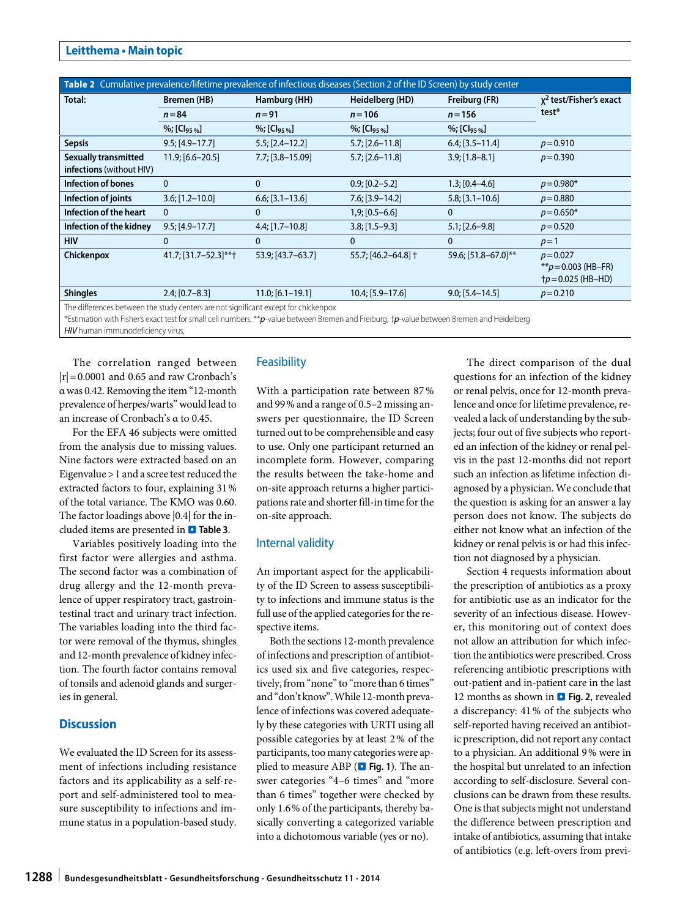**Table 2** Cumulative prevalence/lifetime prevalence of infectious diseases (Section 2 of the ID Screen) by study center

| Total: | Bremen (HB) | Hamburg (HH) | Heidelberg (HD) | Freiburg (FR) | $\chi^2$ test/Fisher's exact test* |
|---|---|---|---|---|---|
| | n = 84 | n = 91 | n = 106 | n = 156 | |
| | %; [$CI_{95\,\%}$] | %; [$CI_{95\,\%}$] | %; [$CI_{95\,\%}$] | %; [$CI_{95\,\%}$] | |
| **Sepsis** | 9.5; [4.9–17.7] | 5.5; [2.4–12.2] | 5.7; [2.6–11.8] | 6.4; [3.5–11.4] | $p = 0.910$ |
| **Sexually transmitted infections** (without HIV) | 11.9; [6.6–20.5] | 7.7; [3.8–15.09] | 5.7; [2.6–11.8] | 3.9; [1.8–8.1] | $p = 0.390$ |
| **Infection of bones** | 0 | 0 | 0.9; [0.2–5.2] | 1.3; [0.4–4.6] | $p = 0.980$* |
| **Infection of joints** | 3.6; [1.2–10.0] | 6.6; [3.1–13.6] | 7.6; [3.9–14.2] | 5.8; [3.1–10.6] | $p = 0.880$ |
| **Infection of the heart** | 0 | 0 | 1,9; [0.5–6.6] | 0 | $p = 0.650$* |
| **Infection of the kidney** | 9.5; [4.9–17.7] | 4.4; [1.7–10.8] | 3.8; [1.5–9.3] | 5.1; [2.6–9.8] | $p = 0.520$ |
| **HIV** | 0 | 0 | 0 | 0 | $p = 1$ |
| **Chickenpox** | 41.7; [31.7–52.3]**† | 53.9; [43.7–63.7] | 55.7; [46.2–64.8] † | 59.6; [51.8–67.0]** | $p = 0.027$ **$p = 0.003$ (HB–FR) †$p = 0.025$ (HB–HD) |
| **Shingles** | 2.4; [0.7–8.3] | 11.0; [6.1–19.1] | 10.4; [5.9–17.6] | 9.0; [5.4–14.5] | $p = 0.210$ |

The differences between the study centers are not significant except for chickenpox

*Estimation with Fisher's exact test for small cell numbers; ***p*-value between Bremen and Freiburg; †*p*-value between Bremen and Heidelberg

*HIV* human immunodeficiency virus,

The correlation ranged between $|r| = 0.0001$ and 0.65 and raw Cronbach's α was 0.42. Removing the item "12-month prevalence of herpes/warts" would lead to an increase of Cronbach's α to 0.45.

For the EFA 46 subjects were omitted from the analysis due to missing values. Nine factors were extracted based on an Eigenvalue > 1 and a scree test reduced the extracted factors to four, explaining 31 % of the total variance. The KMO was 0.60. The factor loadings above |0.4| for the included items are presented in **Table 3**.

Variables positively loading into the first factor were allergies and asthma. The second factor was a combination of drug allergy and the 12-month prevalence of upper respiratory tract, gastrointestinal tract and urinary tract infection. The variables loading into the third factor were removal of the thymus, shingles and 12-month prevalence of kidney infection. The fourth factor contains removal of tonsils and adenoid glands and surgeries in general.

## Discussion

We evaluated the ID Screen for its assessment of infections including resistance factors and its applicability as a self-report and self-administered tool to measure susceptibility to infections and immune status in a population-based study.

### Feasibility

With a participation rate between 87 % and 99 % and a range of 0.5–2 missing answers per questionnaire, the ID Screen turned out to be comprehensible and easy to use. Only one participant returned an incomplete form. However, comparing the results between the take-home and on-site approach returns a higher participations rate and shorter fill-in time for the on-site approach.

### Internal validity

An important aspect for the applicability of the ID Screen to assess susceptibility to infections and immune status is the full use of the applied categories for the respective items.

Both the sections 12-month prevalence of infections and prescription of antibiotics used six and five categories, respectively, from "none" to "more than 6 times" and "don't know". While 12-month prevalence of infections was covered adequately by these categories with URTI using all possible categories by at least 2 % of the participants, too many categories were applied to measure ABP (**Fig. 1**). The answer categories "4–6 times" and "more than 6 times" together were checked by only 1.6 % of the participants, thereby basically converting a categorized variable into a dichotomous variable (yes or no).

The direct comparison of the dual questions for an infection of the kidney or renal pelvis, once for 12-month prevalence and once for lifetime prevalence, revealed a lack of understanding by the subjects; four out of five subjects who reported an infection of the kidney or renal pelvis in the past 12-months did not report such an infection as lifetime infection diagnosed by a physician. We conclude that the question is asking for an answer a lay person does not know. The subjects do either not know what an infection of the kidney or renal pelvis is or had this infection not diagnosed by a physician.

Section 4 requests information about the prescription of antibiotics as a proxy for antibiotic use as an indicator for the severity of an infectious disease. However, this monitoring out of context does not allow an attribution for which infection the antibiotics were prescribed. Cross referencing antibiotic prescriptions with out-patient and in-patient care in the last 12 months as shown in **Fig. 2**, revealed a discrepancy: 41 % of the subjects who self-reported having received an antibiotic prescription, did not report any contact to a physician. An additional 9 % were in the hospital but unrelated to an infection according to self-disclosure. Several conclusions can be drawn from these results. One is that subjects might not understand the difference between prescription and intake of antibiotics, assuming that intake of antibiotics (e.g. left-overs from previ-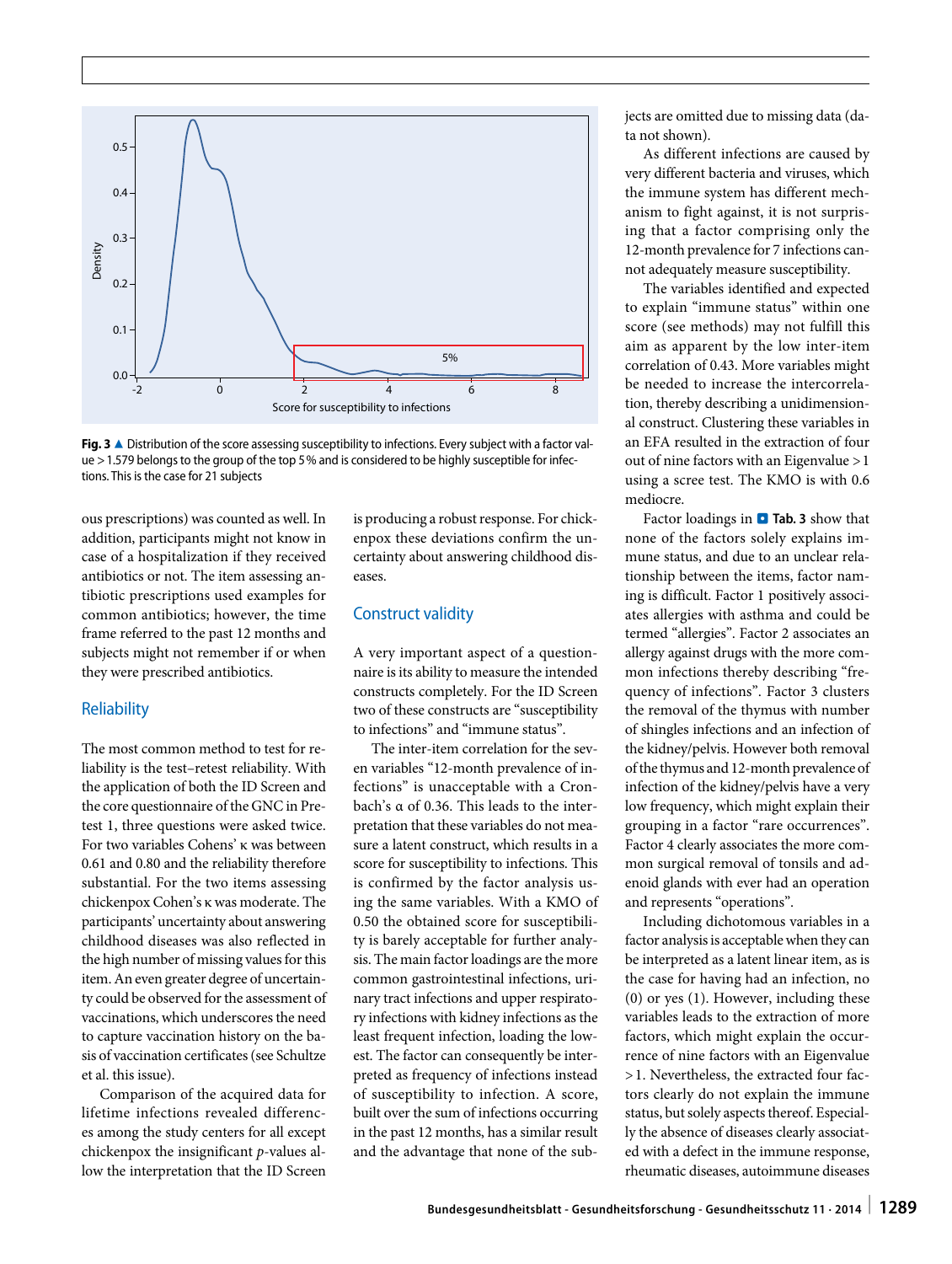**Fig. 3** ▲ Distribution of the score assessing susceptibility to infections. Every subject with a factor value > 1.579 belongs to the group of the top 5 % and is considered to be highly susceptible for infections. This is the case for 21 subjects

ous prescriptions) was counted as well. In addition, participants might not know in case of a hospitalization if they received antibiotics or not. The item assessing antibiotic prescriptions used examples for common antibiotics; however, the time frame referred to the past 12 months and subjects might not remember if or when they were prescribed antibiotics.

## Reliability

The most common method to test for reliability is the test–retest reliability. With the application of both the ID Screen and the core questionnaire of the GNC in Pretest 1, three questions were asked twice. For two variables Cohens' κ was between 0.61 and 0.80 and the reliability therefore substantial. For the two items assessing chickenpox Cohen's κ was moderate. The participants' uncertainty about answering childhood diseases was also reflected in the high number of missing values for this item. An even greater degree of uncertainty could be observed for the assessment of vaccinations, which underscores the need to capture vaccination history on the basis of vaccination certificates (see Schultze et al. this issue).

Comparison of the acquired data for lifetime infections revealed differences among the study centers for all except chickenpox the insignificant *p*-values allow the interpretation that the ID Screen is producing a robust response. For chickenpox these deviations confirm the uncertainty about answering childhood diseases.

## Construct validity

A very important aspect of a questionnaire is its ability to measure the intended constructs completely. For the ID Screen two of these constructs are "susceptibility to infections" and "immune status".

The inter-item correlation for the seven variables "12-month prevalence of infections" is unacceptable with a Cronbach's α of 0.36. This leads to the interpretation that these variables do not measure a latent construct, which results in a score for susceptibility to infections. This is confirmed by the factor analysis using the same variables. With a KMO of 0.50 the obtained score for susceptibility is barely acceptable for further analysis. The main factor loadings are the more common gastrointestinal infections, urinary tract infections and upper respiratory infections with kidney infections as the least frequent infection, loading the lowest. The factor can consequently be interpreted as frequency of infections instead of susceptibility to infection. A score, built over the sum of infections occurring in the past 12 months, has a similar result and the advantage that none of the subjects are omitted due to missing data (data not shown).

As different infections are caused by very different bacteria and viruses, which the immune system has different mechanism to fight against, it is not surprising that a factor comprising only the 12-month prevalence for 7 infections cannot adequately measure susceptibility.

The variables identified and expected to explain "immune status" within one score (see methods) may not fulfill this aim as apparent by the low inter-item correlation of 0.43. More variables might be needed to increase the intercorrelation, thereby describing a unidimensional construct. Clustering these variables in an EFA resulted in the extraction of four out of nine factors with an Eigenvalue > 1 using a scree test. The KMO is with 0.6 mediocre.

Factor loadings in **Tab. 3** show that none of the factors solely explains immune status, and due to an unclear relationship between the items, factor naming is difficult. Factor 1 positively associates allergies with asthma and could be termed "allergies". Factor 2 associates an allergy against drugs with the more common infections thereby describing "frequency of infections". Factor 3 clusters the removal of the thymus with number of shingles infections and an infection of the kidney/pelvis. However both removal of the thymus and 12-month prevalence of infection of the kidney/pelvis have a very low frequency, which might explain their grouping in a factor "rare occurrences". Factor 4 clearly associates the more common surgical removal of tonsils and adenoid glands with ever had an operation and represents "operations".

Including dichotomous variables in a factor analysis is acceptable when they can be interpreted as a latent linear item, as is the case for having had an infection, no (0) or yes (1). However, including these variables leads to the extraction of more factors, which might explain the occurrence of nine factors with an Eigenvalue > 1. Nevertheless, the extracted four factors clearly do not explain the immune status, but solely aspects thereof. Especially the absence of diseases clearly associated with a defect in the immune response, rheumatic diseases, autoimmune diseases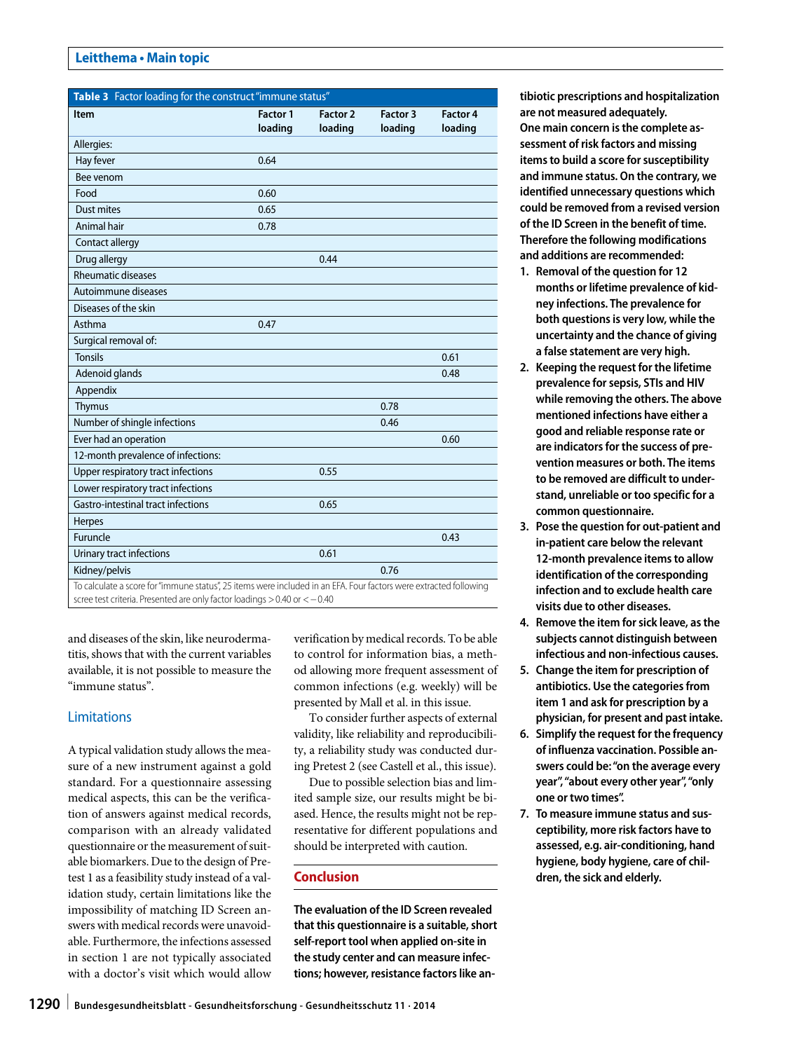**Table 3** Factor loading for the construct "immune status"

| Item | Factor 1 loading | Factor 2 loading | Factor 3 loading | Factor 4 loading |
|---|---|---|---|---|
| Allergies: | | | | |
| Hay fever | 0.64 | | | |
| Bee venom | | | | |
| Food | 0.60 | | | |
| Dust mites | 0.65 | | | |
| Animal hair | 0.78 | | | |
| Contact allergy | | | | |
| Drug allergy | | 0.44 | | |
| Rheumatic diseases | | | | |
| Autoimmune diseases | | | | |
| Diseases of the skin | | | | |
| Asthma | 0.47 | | | |
| Surgical removal of: | | | | |
| Tonsils | | | | 0.61 |
| Adenoid glands | | | | 0.48 |
| Appendix | | | | |
| Thymus | | | 0.78 | |
| Number of shingle infections | | | 0.46 | |
| Ever had an operation | | | | 0.60 |
| 12-month prevalence of infections: | | | | |
| Upper respiratory tract infections | | 0.55 | | |
| Lower respiratory tract infections | | | | |
| Gastro-intestinal tract infections | | 0.65 | | |
| Herpes | | | | |
| Furuncle | | | | 0.43 |
| Urinary tract infections | | 0.61 | | |
| Kidney/pelvis | | | 0.76 | |

To calculate a score for "immune status", 25 items were included in an EFA. Four factors were extracted following scree test criteria. Presented are only factor loadings > 0.40 or < −0.40

and diseases of the skin, like neurodermatitis, shows that with the current variables available, it is not possible to measure the "immune status".

## Limitations

A typical validation study allows the measure of a new instrument against a gold standard. For a questionnaire assessing medical aspects, this can be the verification of answers against medical records, comparison with an already validated questionnaire or the measurement of suitable biomarkers. Due to the design of Pretest 1 as a feasibility study instead of a validation study, certain limitations like the impossibility of matching ID Screen answers with medical records were unavoidable. Furthermore, the infections assessed in section 1 are not typically associated with a doctor's visit which would allow verification by medical records. To be able to control for information bias, a method allowing more frequent assessment of common infections (e.g. weekly) will be presented by Mall et al. in this issue.

To consider further aspects of external validity, like reliability and reproducibility, a reliability study was conducted during Pretest 2 (see Castell et al., this issue).

Due to possible selection bias and limited sample size, our results might be biased. Hence, the results might not be representative for different populations and should be interpreted with caution.

## Conclusion

**The evaluation of the ID Screen revealed that this questionnaire is a suitable, short self-report tool when applied on-site in the study center and can measure infections; however, resistance factors like antibiotic prescriptions and hospitalization are not measured adequately.**

**One main concern is the complete assessment of risk factors and missing items to build a score for susceptibility and immune status. On the contrary, we identified unnecessary questions which could be removed from a revised version of the ID Screen in the benefit of time. Therefore the following modifications and additions are recommended:**

1. **Removal of the question for 12 months or lifetime prevalence of kidney infections. The prevalence for both questions is very low, while the uncertainty and the chance of giving a false statement are very high.**
2. **Keeping the request for the lifetime prevalence for sepsis, STIs and HIV while removing the others. The above mentioned infections have either a good and reliable response rate or are indicators for the success of prevention measures or both. The items to be removed are difficult to understand, unreliable or too specific for a common questionnaire.**
3. **Pose the question for out-patient and in-patient care below the relevant 12-month prevalence items to allow identification of the corresponding infection and to exclude health care visits due to other diseases.**
4. **Remove the item for sick leave, as the subjects cannot distinguish between infectious and non-infectious causes.**
5. **Change the item for prescription of antibiotics. Use the categories from item 1 and ask for prescription by a physician, for present and past intake.**
6. **Simplify the request for the frequency of influenza vaccination. Possible answers could be: "on the average every year", "about every other year", "only one or two times".**
7. **To measure immune status and susceptibility, more risk factors have to assessed, e.g. air-conditioning, hand hygiene, body hygiene, care of children, the sick and elderly.**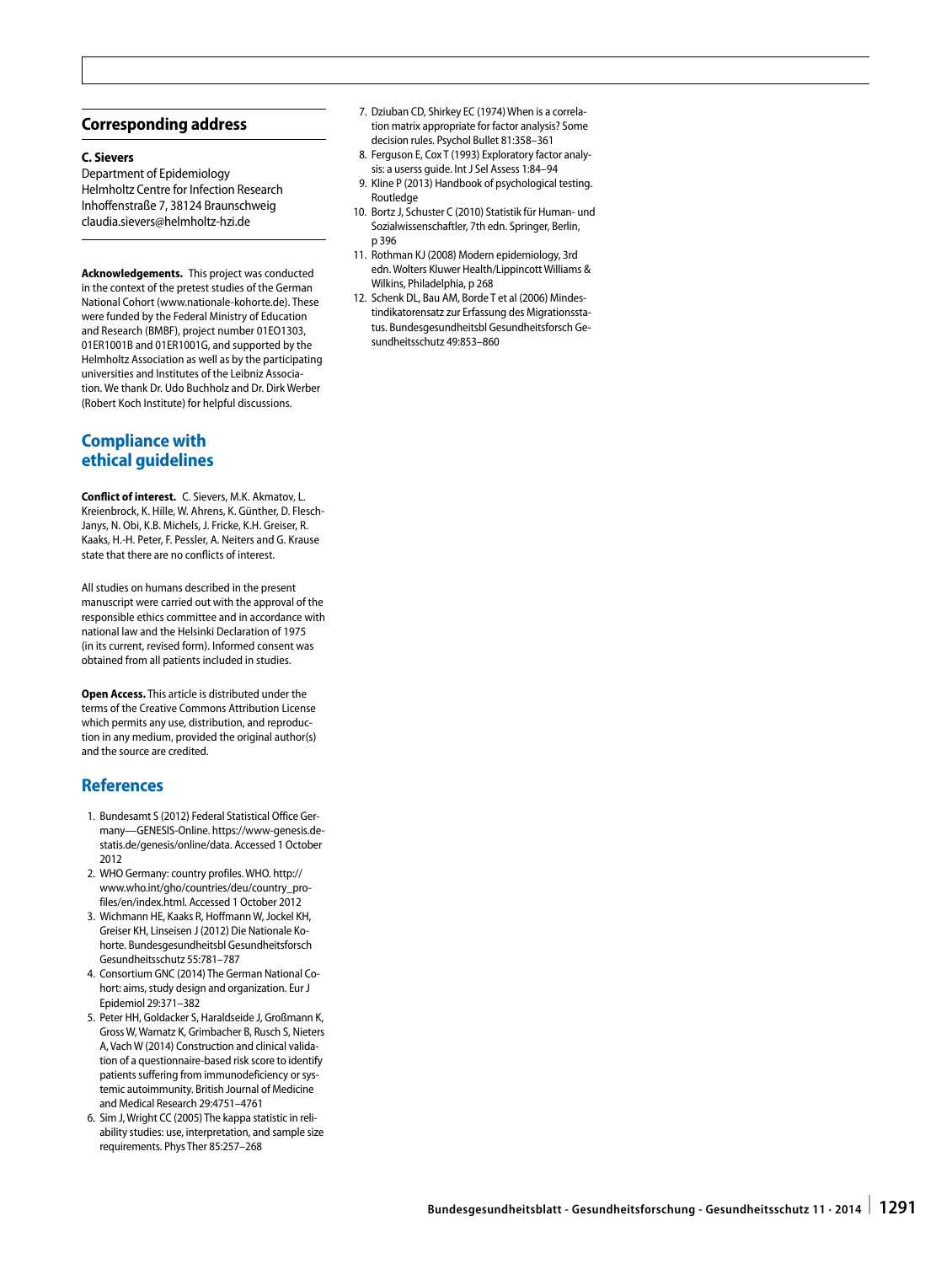## Corresponding address

**C. Sievers**
Department of Epidemiology
Helmholtz Centre for Infection Research
Inhoffenstraße 7, 38124 Braunschweig
claudia.sievers@helmholtz-hzi.de

**Acknowledgements.** This project was conducted in the context of the pretest studies of the German National Cohort (www.nationale-kohorte.de). These were funded by the Federal Ministry of Education and Research (BMBF), project number 01EO1303, 01ER1001B and 01ER1001G, and supported by the Helmholtz Association as well as by the participating universities and Institutes of the Leibniz Association. We thank Dr. Udo Buchholz and Dr. Dirk Werber (Robert Koch Institute) for helpful discussions.

## Compliance with ethical guidelines

**Conflict of interest.** C. Sievers, M.K. Akmatov, L. Kreienbrock, K. Hille, W. Ahrens, K. Günther, D. Flesch-Janys, N. Obi, K.B. Michels, J. Fricke, K.H. Greiser, R. Kaaks, H.-H. Peter, F. Pessler, A. Nieters and G. Krause state that there are no conflicts of interest.

All studies on humans described in the present manuscript were carried out with the approval of the responsible ethics committee and in accordance with national law and the Helsinki Declaration of 1975 (in its current, revised form). Informed consent was obtained from all patients included in studies.

**Open Access.** This article is distributed under the terms of the Creative Commons Attribution License which permits any use, distribution, and reproduction in any medium, provided the original author(s) and the source are credited.

## References

1. Bundesamt S (2012) Federal Statistical Office Germany—GENESIS-Online. https://www-genesis.destatis.de/genesis/online/data. Accessed 1 October 2012
2. WHO Germany: country profiles. WHO. http://www.who.int/gho/countries/deu/country_profiles/en/index.html. Accessed 1 October 2012
3. Wichmann HE, Kaaks R, Hoffmann W, Jockel KH, Greiser KH, Linseisen J (2012) Die Nationale Kohorte. Bundesgesundheitsbl Gesundheitsforsch Gesundheitsschutz 55:781–787
4. Consortium GNC (2014) The German National Cohort: aims, study design and organization. Eur J Epidemiol 29:371–382
5. Peter HH, Goldacker S, Haraldseide J, Großmann K, Gross W, Warnatz K, Grimbacher B, Rusch S, Nieters A, Vach W (2014) Construction and clinical validation of a questionnaire-based risk score to identify patients suffering from immunodeficiency or systemic autoimmunity. British Journal of Medicine and Medical Research 29:4751–4761
6. Sim J, Wright CC (2005) The kappa statistic in reliability studies: use, interpretation, and sample size requirements. Phys Ther 85:257–268
7. Dziuban CD, Shirkey EC (1974) When is a correlation matrix appropriate for factor analysis? Some decision rules. Psychol Bullet 81:358–361
8. Ferguson E, Cox T (1993) Exploratory factor analysis: a userss guide. Int J Sel Assess 1:84–94
9. Kline P (2013) Handbook of psychological testing. Routledge
10. Bortz J, Schuster C (2010) Statistik für Human- und Sozialwissenschaftler, 7th edn. Springer, Berlin, p 396
11. Rothman KJ (2008) Modern epidemiology, 3rd edn. Wolters Kluwer Health/Lippincott Williams & Wilkins, Philadelphia, p 268
12. Schenk DL, Bau AM, Borde T et al (2006) Mindestindikatorensatz zur Erfassung des Migrationsstatus. Bundesgesundheitsbl Gesundheitsforsch Gesundheitsschutz 49:853–860